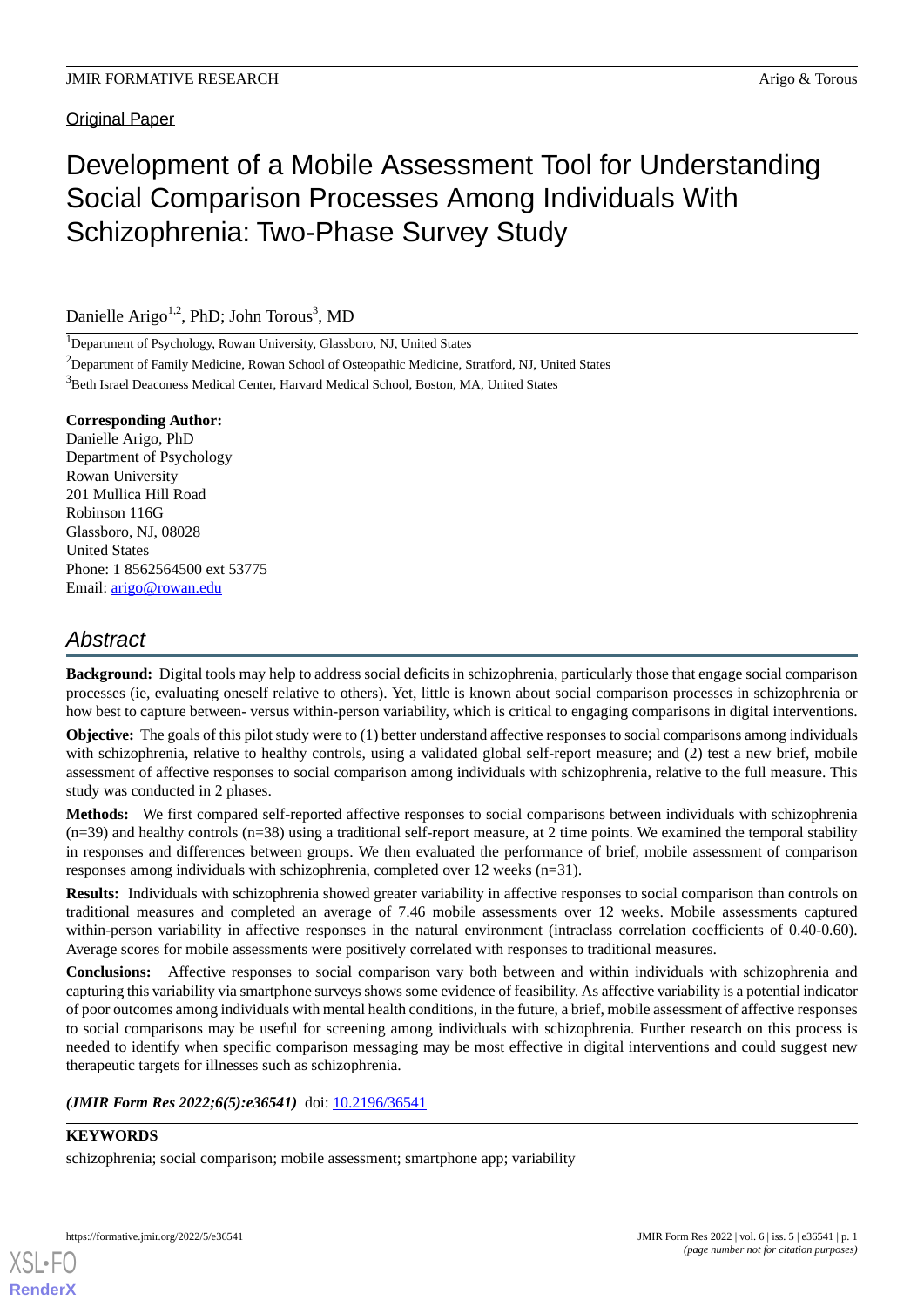Original Paper

# Development of a Mobile Assessment Tool for Understanding Social Comparison Processes Among Individuals With Schizophrenia: Two-Phase Survey Study

Danielle Arigo[1,2], PhD; John Torous[3], MD

[1]Department of Psychology, Rowan University, Glassboro, NJ, United States

[2]Department of Family Medicine, Rowan School of Osteopathic Medicine, Stratford, NJ, United States

[3]Beth Israel Deaconess Medical Center, Harvard Medical School, Boston, MA, United States

**Corresponding Author:**
Danielle Arigo, PhD
Department of Psychology
Rowan University
201 Mullica Hill Road
Robinson 116G
Glassboro, NJ, 08028
United States
Phone: 1 8562564500 ext 53775
Email: arigo@rowan.edu

## Abstract

**Background:** Digital tools may help to address social deficits in schizophrenia, particularly those that engage social comparison processes (ie, evaluating oneself relative to others). Yet, little is known about social comparison processes in schizophrenia or how best to capture between- versus within-person variability, which is critical to engaging comparisons in digital interventions.

**Objective:** The goals of this pilot study were to (1) better understand affective responses to social comparisons among individuals with schizophrenia, relative to healthy controls, using a validated global self-report measure; and (2) test a new brief, mobile assessment of affective responses to social comparison among individuals with schizophrenia, relative to the full measure. This study was conducted in 2 phases.

**Methods:** We first compared self-reported affective responses to social comparisons between individuals with schizophrenia (n=39) and healthy controls (n=38) using a traditional self-report measure, at 2 time points. We examined the temporal stability in responses and differences between groups. We then evaluated the performance of brief, mobile assessment of comparison responses among individuals with schizophrenia, completed over 12 weeks (n=31).

**Results:** Individuals with schizophrenia showed greater variability in affective responses to social comparison than controls on traditional measures and completed an average of 7.46 mobile assessments over 12 weeks. Mobile assessments captured within-person variability in affective responses in the natural environment (intraclass correlation coefficients of 0.40-0.60). Average scores for mobile assessments were positively correlated with responses to traditional measures.

**Conclusions:** Affective responses to social comparison vary both between and within individuals with schizophrenia and capturing this variability via smartphone surveys shows some evidence of feasibility. As affective variability is a potential indicator of poor outcomes among individuals with mental health conditions, in the future, a brief, mobile assessment of affective responses to social comparisons may be useful for screening among individuals with schizophrenia. Further research on this process is needed to identify when specific comparison messaging may be most effective in digital interventions and could suggest new therapeutic targets for illnesses such as schizophrenia.

***(JMIR Form Res 2022;6(5):e36541)*** doi: 10.2196/36541

### KEYWORDS

schizophrenia; social comparison; mobile assessment; smartphone app; variability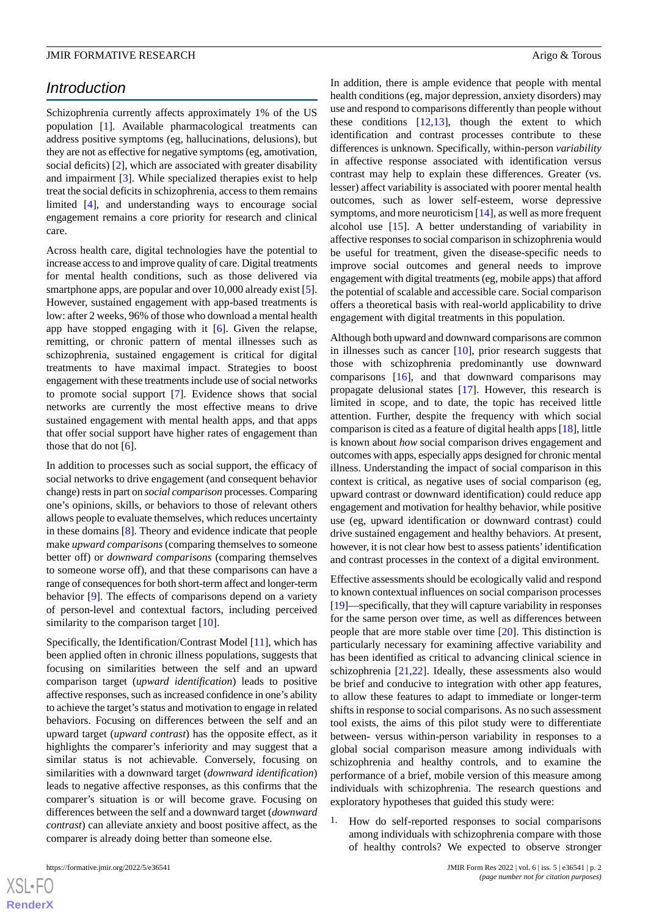## Introduction

Schizophrenia currently affects approximately 1% of the US population [1]. Available pharmacological treatments can address positive symptoms (eg, hallucinations, delusions), but they are not as effective for negative symptoms (eg, amotivation, social deficits) [2], which are associated with greater disability and impairment [3]. While specialized therapies exist to help treat the social deficits in schizophrenia, access to them remains limited [4], and understanding ways to encourage social engagement remains a core priority for research and clinical care.

Across health care, digital technologies have the potential to increase access to and improve quality of care. Digital treatments for mental health conditions, such as those delivered via smartphone apps, are popular and over 10,000 already exist [5]. However, sustained engagement with app-based treatments is low: after 2 weeks, 96% of those who download a mental health app have stopped engaging with it [6]. Given the relapse, remitting, or chronic pattern of mental illnesses such as schizophrenia, sustained engagement is critical for digital treatments to have maximal impact. Strategies to boost engagement with these treatments include use of social networks to promote social support [7]. Evidence shows that social networks are currently the most effective means to drive sustained engagement with mental health apps, and that apps that offer social support have higher rates of engagement than those that do not [6].

In addition to processes such as social support, the efficacy of social networks to drive engagement (and consequent behavior change) rests in part on *social comparison* processes. Comparing one's opinions, skills, or behaviors to those of relevant others allows people to evaluate themselves, which reduces uncertainty in these domains [8]. Theory and evidence indicate that people make *upward comparisons* (comparing themselves to someone better off) or *downward comparisons* (comparing themselves to someone worse off), and that these comparisons can have a range of consequences for both short-term affect and longer-term behavior [9]. The effects of comparisons depend on a variety of person-level and contextual factors, including perceived similarity to the comparison target [10].

Specifically, the Identification/Contrast Model [11], which has been applied often in chronic illness populations, suggests that focusing on similarities between the self and an upward comparison target (*upward identification*) leads to positive affective responses, such as increased confidence in one's ability to achieve the target's status and motivation to engage in related behaviors. Focusing on differences between the self and an upward target (*upward contrast*) has the opposite effect, as it highlights the comparer's inferiority and may suggest that a similar status is not achievable. Conversely, focusing on similarities with a downward target (*downward identification*) leads to negative affective responses, as this confirms that the comparer's situation is or will become grave. Focusing on differences between the self and a downward target (*downward contrast*) can alleviate anxiety and boost positive affect, as the comparer is already doing better than someone else.

In addition, there is ample evidence that people with mental health conditions (eg, major depression, anxiety disorders) may use and respond to comparisons differently than people without these conditions [12,13], though the extent to which identification and contrast processes contribute to these differences is unknown. Specifically, within-person *variability* in affective response associated with identification versus contrast may help to explain these differences. Greater (vs. lesser) affect variability is associated with poorer mental health outcomes, such as lower self-esteem, worse depressive symptoms, and more neuroticism [14], as well as more frequent alcohol use [15]. A better understanding of variability in affective responses to social comparison in schizophrenia would be useful for treatment, given the disease-specific needs to improve social outcomes and general needs to improve engagement with digital treatments (eg, mobile apps) that afford the potential of scalable and accessible care. Social comparison offers a theoretical basis with real-world applicability to drive engagement with digital treatments in this population.

Although both upward and downward comparisons are common in illnesses such as cancer [10], prior research suggests that those with schizophrenia predominantly use downward comparisons [16], and that downward comparisons may propagate delusional states [17]. However, this research is limited in scope, and to date, the topic has received little attention. Further, despite the frequency with which social comparison is cited as a feature of digital health apps [18], little is known about *how* social comparison drives engagement and outcomes with apps, especially apps designed for chronic mental illness. Understanding the impact of social comparison in this context is critical, as negative uses of social comparison (eg, upward contrast or downward identification) could reduce app engagement and motivation for healthy behavior, while positive use (eg, upward identification or downward contrast) could drive sustained engagement and healthy behaviors. At present, however, it is not clear how best to assess patients' identification and contrast processes in the context of a digital environment.

Effective assessments should be ecologically valid and respond to known contextual influences on social comparison processes [19]—specifically, that they will capture variability in responses for the same person over time, as well as differences between people that are more stable over time [20]. This distinction is particularly necessary for examining affective variability and has been identified as critical to advancing clinical science in schizophrenia [21,22]. Ideally, these assessments also would be brief and conducive to integration with other app features, to allow these features to adapt to immediate or longer-term shifts in response to social comparisons. As no such assessment tool exists, the aims of this pilot study were to differentiate between- versus within-person variability in responses to a global social comparison measure among individuals with schizophrenia and healthy controls, and to examine the performance of a brief, mobile version of this measure among individuals with schizophrenia. The research questions and exploratory hypotheses that guided this study were:

1. How do self-reported responses to social comparisons among individuals with schizophrenia compare with those of healthy controls? We expected to observe stronger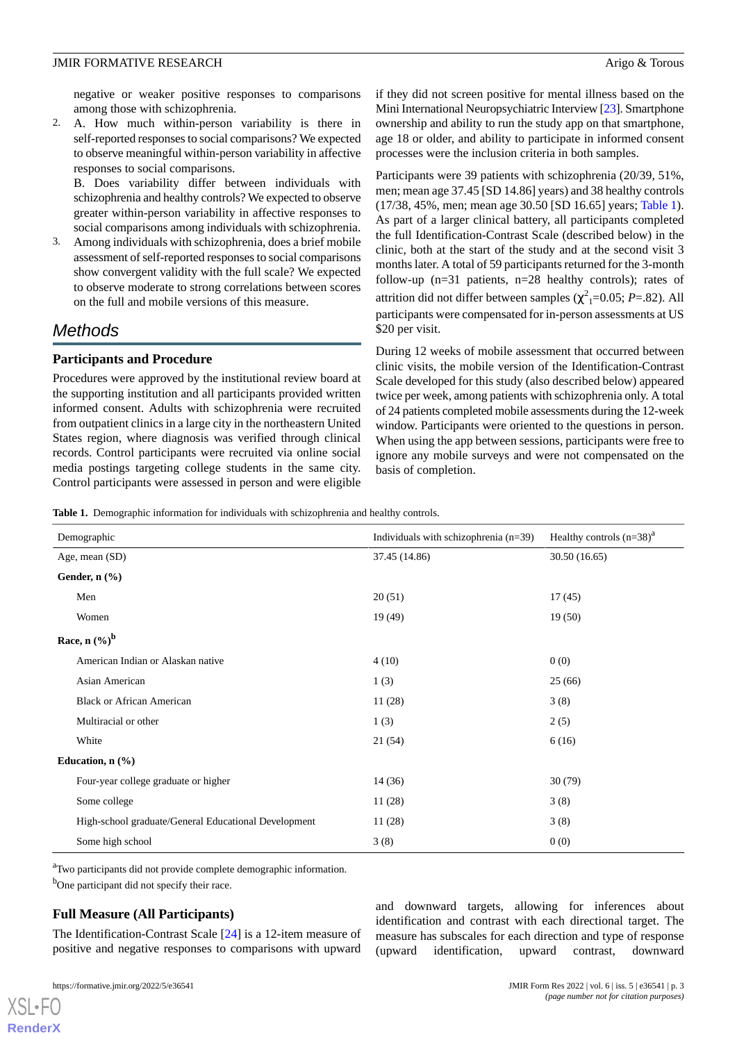negative or weaker positive responses to comparisons among those with schizophrenia.

2. A. How much within-person variability is there in self-reported responses to social comparisons? We expected to observe meaningful within-person variability in affective responses to social comparisons.

   B. Does variability differ between individuals with schizophrenia and healthy controls? We expected to observe greater within-person variability in affective responses to social comparisons among individuals with schizophrenia.

3. Among individuals with schizophrenia, does a brief mobile assessment of self-reported responses to social comparisons show convergent validity with the full scale? We expected to observe moderate to strong correlations between scores on the full and mobile versions of this measure.

## Methods

### Participants and Procedure

Procedures were approved by the institutional review board at the supporting institution and all participants provided written informed consent. Adults with schizophrenia were recruited from outpatient clinics in a large city in the northeastern United States region, where diagnosis was verified through clinical records. Control participants were recruited via online social media postings targeting college students in the same city. Control participants were assessed in person and were eligible if they did not screen positive for mental illness based on the Mini International Neuropsychiatric Interview [23]. Smartphone ownership and ability to run the study app on that smartphone, age 18 or older, and ability to participate in informed consent processes were the inclusion criteria in both samples.

Participants were 39 patients with schizophrenia (20/39, 51%, men; mean age 37.45 [SD 14.86] years) and 38 healthy controls (17/38, 45%, men; mean age 30.50 [SD 16.65] years; Table 1). As part of a larger clinical battery, all participants completed the full Identification-Contrast Scale (described below) in the clinic, both at the start of the study and at the second visit 3 months later. A total of 59 participants returned for the 3-month follow-up (n=31 patients, n=28 healthy controls); rates of attrition did not differ between samples ($\chi^2_1$=0.05; *P*=.82). All participants were compensated for in-person assessments at US $20 per visit.

During 12 weeks of mobile assessment that occurred between clinic visits, the mobile version of the Identification-Contrast Scale developed for this study (also described below) appeared twice per week, among patients with schizophrenia only. A total of 24 patients completed mobile assessments during the 12-week window. Participants were oriented to the questions in person. When using the app between sessions, participants were free to ignore any mobile surveys and were not compensated on the basis of completion.

**Table 1.** Demographic information for individuals with schizophrenia and healthy controls.

| Demographic | Individuals with schizophrenia (n=39) | Healthy controls (n=38)[a] |
|---|---|---|
| Age, mean (SD) | 37.45 (14.86) | 30.50 (16.65) |
| **Gender, n (%)** | | |
| Men | 20 (51) | 17 (45) |
| Women | 19 (49) | 19 (50) |
| **Race, n (%)[b]** | | |
| American Indian or Alaskan native | 4 (10) | 0 (0) |
| Asian American | 1 (3) | 25 (66) |
| Black or African American | 11 (28) | 3 (8) |
| Multiracial or other | 1 (3) | 2 (5) |
| White | 21 (54) | 6 (16) |
| **Education, n (%)** | | |
| Four-year college graduate or higher | 14 (36) | 30 (79) |
| Some college | 11 (28) | 3 (8) |
| High-school graduate/General Educational Development | 11 (28) | 3 (8) |
| Some high school | 3 (8) | 0 (0) |

[a]Two participants did not provide complete demographic information.

[b]One participant did not specify their race.

### Full Measure (All Participants)

The Identification-Contrast Scale [24] is a 12-item measure of positive and negative responses to comparisons with upward and downward targets, allowing for inferences about identification and contrast with each directional target. The measure has subscales for each direction and type of response (upward identification, upward contrast, downward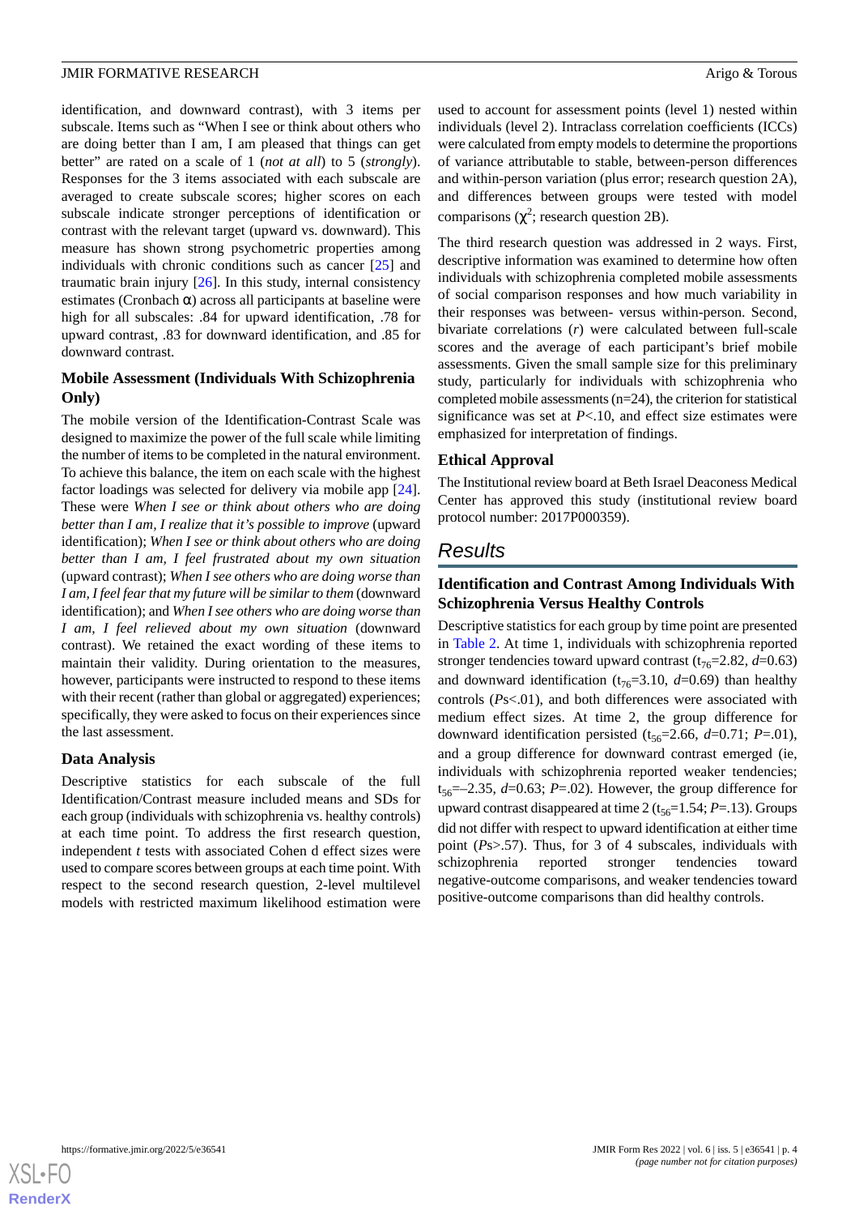identification, and downward contrast), with 3 items per subscale. Items such as "When I see or think about others who are doing better than I am, I am pleased that things can get better" are rated on a scale of 1 (*not at all*) to 5 (*strongly*). Responses for the 3 items associated with each subscale are averaged to create subscale scores; higher scores on each subscale indicate stronger perceptions of identification or contrast with the relevant target (upward vs. downward). This measure has shown strong psychometric properties among individuals with chronic conditions such as cancer [25] and traumatic brain injury [26]. In this study, internal consistency estimates (Cronbach α) across all participants at baseline were high for all subscales: .84 for upward identification, .78 for upward contrast, .83 for downward identification, and .85 for downward contrast.

### Mobile Assessment (Individuals With Schizophrenia Only)

The mobile version of the Identification-Contrast Scale was designed to maximize the power of the full scale while limiting the number of items to be completed in the natural environment. To achieve this balance, the item on each scale with the highest factor loadings was selected for delivery via mobile app [24]. These were *When I see or think about others who are doing better than I am, I realize that it's possible to improve* (upward identification); *When I see or think about others who are doing better than I am, I feel frustrated about my own situation* (upward contrast); *When I see others who are doing worse than I am, I feel fear that my future will be similar to them* (downward identification); and *When I see others who are doing worse than I am, I feel relieved about my own situation* (downward contrast). We retained the exact wording of these items to maintain their validity. During orientation to the measures, however, participants were instructed to respond to these items with their recent (rather than global or aggregated) experiences; specifically, they were asked to focus on their experiences since the last assessment.

### Data Analysis

Descriptive statistics for each subscale of the full Identification/Contrast measure included means and SDs for each group (individuals with schizophrenia vs. healthy controls) at each time point. To address the first research question, independent *t* tests with associated Cohen d effect sizes were used to compare scores between groups at each time point. With respect to the second research question, 2-level multilevel models with restricted maximum likelihood estimation were used to account for assessment points (level 1) nested within individuals (level 2). Intraclass correlation coefficients (ICCs) were calculated from empty models to determine the proportions of variance attributable to stable, between-person differences and within-person variation (plus error; research question 2A), and differences between groups were tested with model comparisons ($\chi^2$; research question 2B).

The third research question was addressed in 2 ways. First, descriptive information was examined to determine how often individuals with schizophrenia completed mobile assessments of social comparison responses and how much variability in their responses was between- versus within-person. Second, bivariate correlations (*r*) were calculated between full-scale scores and the average of each participant's brief mobile assessments. Given the small sample size for this preliminary study, particularly for individuals with schizophrenia who completed mobile assessments (n=24), the criterion for statistical significance was set at $P<.10$, and effect size estimates were emphasized for interpretation of findings.

### Ethical Approval

The Institutional review board at Beth Israel Deaconess Medical Center has approved this study (institutional review board protocol number: 2017P000359).

## Results

### Identification and Contrast Among Individuals With Schizophrenia Versus Healthy Controls

Descriptive statistics for each group by time point are presented in Table 2. At time 1, individuals with schizophrenia reported stronger tendencies toward upward contrast ($t_{76}$=2.82, *d*=0.63) and downward identification ($t_{76}$=3.10, *d*=0.69) than healthy controls (*P*s<.01), and both differences were associated with medium effect sizes. At time 2, the group difference for downward identification persisted ($t_{56}$=2.66, *d*=0.71; *P*=.01), and a group difference for downward contrast emerged (ie, individuals with schizophrenia reported weaker tendencies; $t_{56}$=–2.35, *d*=0.63; *P*=.02). However, the group difference for upward contrast disappeared at time 2 ($t_{56}$=1.54; *P*=.13). Groups did not differ with respect to upward identification at either time point (*P*s>.57). Thus, for 3 of 4 subscales, individuals with schizophrenia reported stronger tendencies toward negative-outcome comparisons, and weaker tendencies toward positive-outcome comparisons than did healthy controls.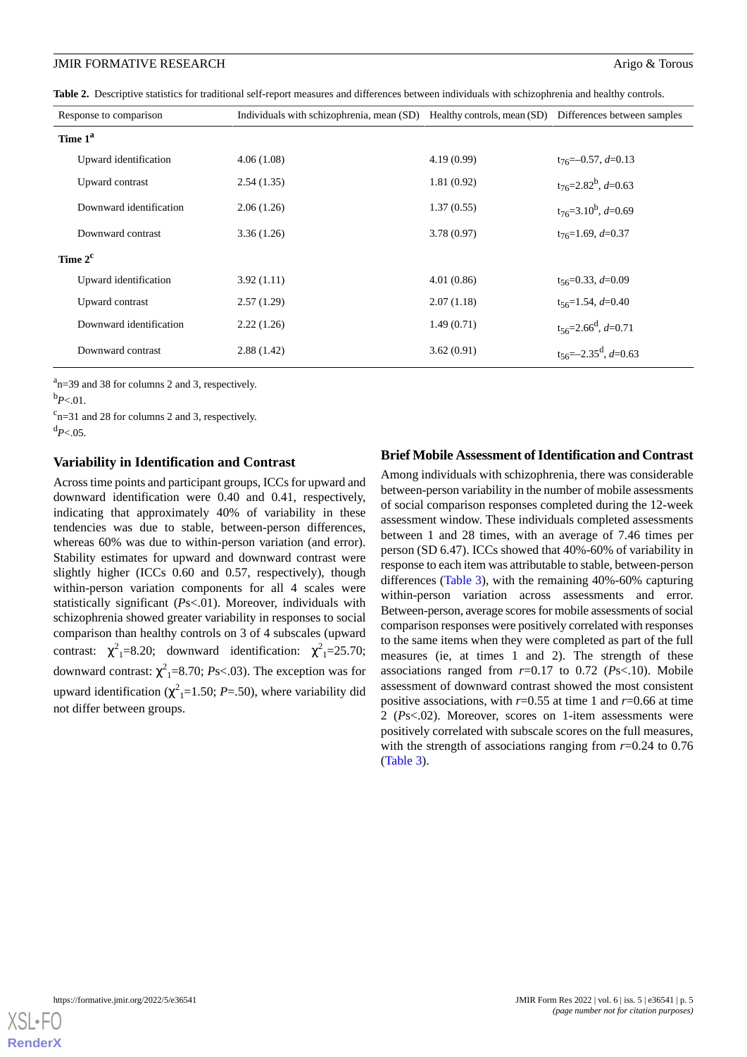**Table 2.** Descriptive statistics for traditional self-report measures and differences between individuals with schizophrenia and healthy controls.

| Response to comparison | Individuals with schizophrenia, mean (SD) | Healthy controls, mean (SD) | Differences between samples |
|---|---|---|---|
| **Time 1**[a] | | | |
| Upward identification | 4.06 (1.08) | 4.19 (0.99) | $t_{76}$=–0.57, $d$=0.13 |
| Upward contrast | 2.54 (1.35) | 1.81 (0.92) | $t_{76}$=2.82[b], $d$=0.63 |
| Downward identification | 2.06 (1.26) | 1.37 (0.55) | $t_{76}$=3.10[b], $d$=0.69 |
| Downward contrast | 3.36 (1.26) | 3.78 (0.97) | $t_{76}$=1.69, $d$=0.37 |
| **Time 2**[c] | | | |
| Upward identification | 3.92 (1.11) | 4.01 (0.86) | $t_{56}$=0.33, $d$=0.09 |
| Upward contrast | 2.57 (1.29) | 2.07 (1.18) | $t_{56}$=1.54, $d$=0.40 |
| Downward identification | 2.22 (1.26) | 1.49 (0.71) | $t_{56}$=2.66[d], $d$=0.71 |
| Downward contrast | 2.88 (1.42) | 3.62 (0.91) | $t_{56}$=–2.35[d], $d$=0.63 |

[a]n=39 and 38 for columns 2 and 3, respectively.

[b]$P$<.01.

[c]n=31 and 28 for columns 2 and 3, respectively.

[d]$P$<.05.

## Variability in Identification and Contrast

Across time points and participant groups, ICCs for upward and downward identification were 0.40 and 0.41, respectively, indicating that approximately 40% of variability in these tendencies was due to stable, between-person differences, whereas 60% was due to within-person variation (and error). Stability estimates for upward and downward contrast were slightly higher (ICCs 0.60 and 0.57, respectively), though within-person variation components for all 4 scales were statistically significant ($P$s<.01). Moreover, individuals with schizophrenia showed greater variability in responses to social comparison than healthy controls on 3 of 4 subscales (upward contrast: $\chi^2_1$=8.20; downward identification: $\chi^2_1$=25.70; downward contrast: $\chi^2_1$=8.70; $P$s<.03). The exception was for upward identification ($\chi^2_1$=1.50; $P$=.50), where variability did not differ between groups.

## Brief Mobile Assessment of Identification and Contrast

Among individuals with schizophrenia, there was considerable between-person variability in the number of mobile assessments of social comparison responses completed during the 12-week assessment window. These individuals completed assessments between 1 and 28 times, with an average of 7.46 times per person (SD 6.47). ICCs showed that 40%-60% of variability in response to each item was attributable to stable, between-person differences (Table 3), with the remaining 40%-60% capturing within-person variation across assessments and error. Between-person, average scores for mobile assessments of social comparison responses were positively correlated with responses to the same items when they were completed as part of the full measures (ie, at times 1 and 2). The strength of these associations ranged from $r$=0.17 to 0.72 ($P$s<.10). Mobile assessment of downward contrast showed the most consistent positive associations, with $r$=0.55 at time 1 and $r$=0.66 at time 2 ($P$s<.02). Moreover, scores on 1-item assessments were positively correlated with subscale scores on the full measures, with the strength of associations ranging from $r$=0.24 to 0.76 (Table 3).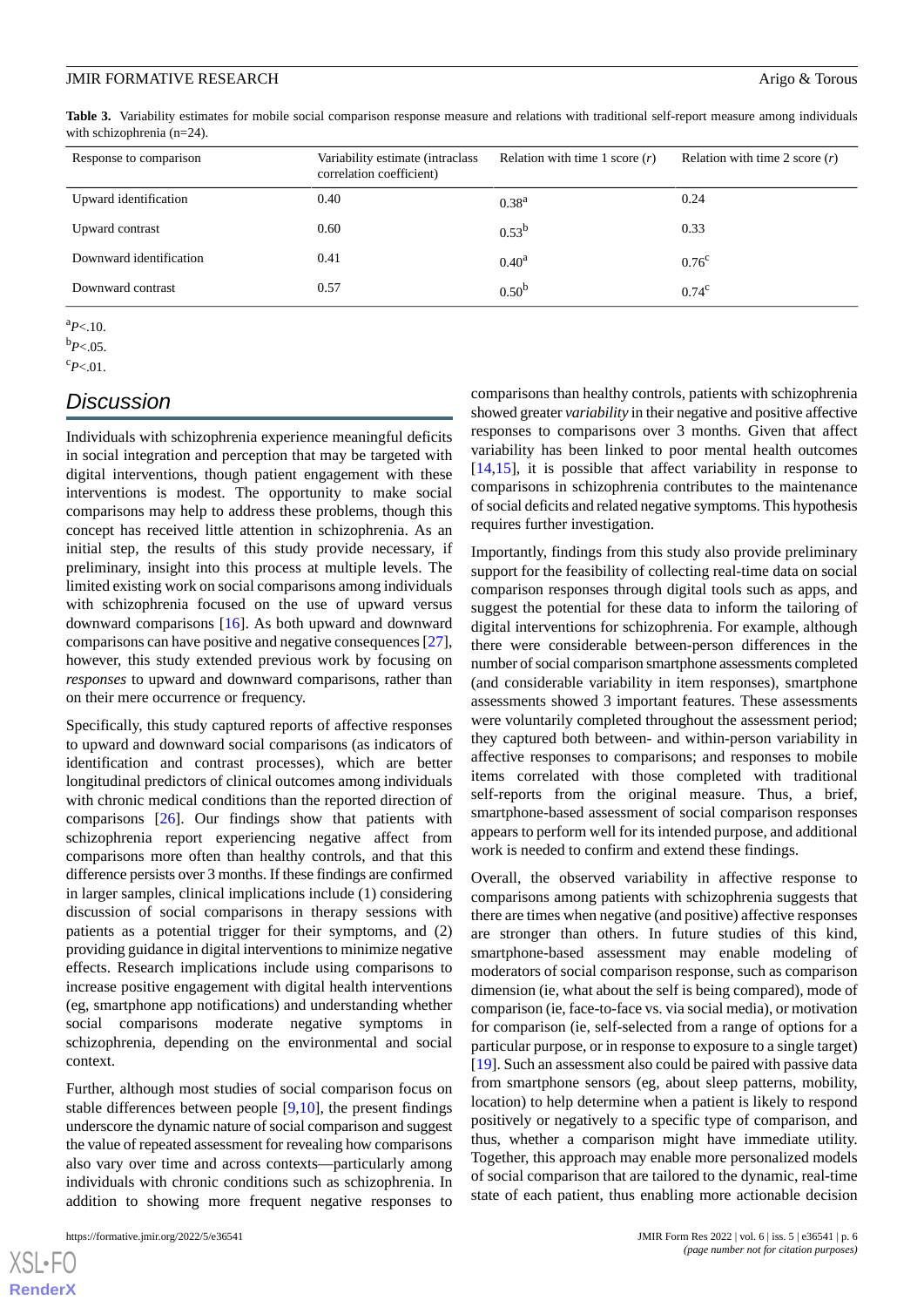**Table 3.** Variability estimates for mobile social comparison response measure and relations with traditional self-report measure among individuals with schizophrenia (n=24).

| Response to comparison | Variability estimate (intraclass correlation coefficient) | Relation with time 1 score (*r*) | Relation with time 2 score (*r*) |
|---|---|---|---|
| Upward identification | 0.40 | 0.38[a] | 0.24 |
| Upward contrast | 0.60 | 0.53[b] | 0.33 |
| Downward identification | 0.41 | 0.40[a] | 0.76[c] |
| Downward contrast | 0.57 | 0.50[b] | 0.74[c] |

[a] $P<.10$.

[b] $P<.05$.

[c] $P<.01$.

## Discussion

Individuals with schizophrenia experience meaningful deficits in social integration and perception that may be targeted with digital interventions, though patient engagement with these interventions is modest. The opportunity to make social comparisons may help to address these problems, though this concept has received little attention in schizophrenia. As an initial step, the results of this study provide necessary, if preliminary, insight into this process at multiple levels. The limited existing work on social comparisons among individuals with schizophrenia focused on the use of upward versus downward comparisons [16]. As both upward and downward comparisons can have positive and negative consequences [27], however, this study extended previous work by focusing on *responses* to upward and downward comparisons, rather than on their mere occurrence or frequency.

Specifically, this study captured reports of affective responses to upward and downward social comparisons (as indicators of identification and contrast processes), which are better longitudinal predictors of clinical outcomes among individuals with chronic medical conditions than the reported direction of comparisons [26]. Our findings show that patients with schizophrenia report experiencing negative affect from comparisons more often than healthy controls, and that this difference persists over 3 months. If these findings are confirmed in larger samples, clinical implications include (1) considering discussion of social comparisons in therapy sessions with patients as a potential trigger for their symptoms, and (2) providing guidance in digital interventions to minimize negative effects. Research implications include using comparisons to increase positive engagement with digital health interventions (eg, smartphone app notifications) and understanding whether social comparisons moderate negative symptoms in schizophrenia, depending on the environmental and social context.

Further, although most studies of social comparison focus on stable differences between people [9,10], the present findings underscore the dynamic nature of social comparison and suggest the value of repeated assessment for revealing how comparisons also vary over time and across contexts—particularly among individuals with chronic conditions such as schizophrenia. In addition to showing more frequent negative responses to comparisons than healthy controls, patients with schizophrenia showed greater *variability* in their negative and positive affective responses to comparisons over 3 months. Given that affect variability has been linked to poor mental health outcomes [14,15], it is possible that affect variability in response to comparisons in schizophrenia contributes to the maintenance of social deficits and related negative symptoms. This hypothesis requires further investigation.

Importantly, findings from this study also provide preliminary support for the feasibility of collecting real-time data on social comparison responses through digital tools such as apps, and suggest the potential for these data to inform the tailoring of digital interventions for schizophrenia. For example, although there were considerable between-person differences in the number of social comparison smartphone assessments completed (and considerable variability in item responses), smartphone assessments showed 3 important features. These assessments were voluntarily completed throughout the assessment period; they captured both between- and within-person variability in affective responses to comparisons; and responses to mobile items correlated with those completed with traditional self-reports from the original measure. Thus, a brief, smartphone-based assessment of social comparison responses appears to perform well for its intended purpose, and additional work is needed to confirm and extend these findings.

Overall, the observed variability in affective response to comparisons among patients with schizophrenia suggests that there are times when negative (and positive) affective responses are stronger than others. In future studies of this kind, smartphone-based assessment may enable modeling of moderators of social comparison response, such as comparison dimension (ie, what about the self is being compared), mode of comparison (ie, face-to-face vs. via social media), or motivation for comparison (ie, self-selected from a range of options for a particular purpose, or in response to exposure to a single target) [19]. Such an assessment also could be paired with passive data from smartphone sensors (eg, about sleep patterns, mobility, location) to help determine when a patient is likely to respond positively or negatively to a specific type of comparison, and thus, whether a comparison might have immediate utility. Together, this approach may enable more personalized models of social comparison that are tailored to the dynamic, real-time state of each patient, thus enabling more actionable decision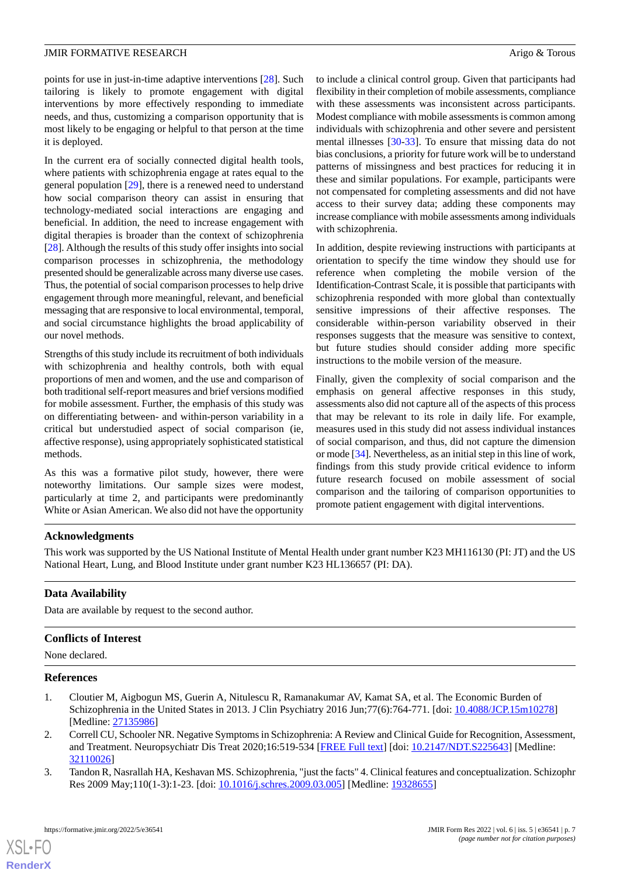points for use in just-in-time adaptive interventions [28]. Such tailoring is likely to promote engagement with digital interventions by more effectively responding to immediate needs, and thus, customizing a comparison opportunity that is most likely to be engaging or helpful to that person at the time it is deployed.

In the current era of socially connected digital health tools, where patients with schizophrenia engage at rates equal to the general population [29], there is a renewed need to understand how social comparison theory can assist in ensuring that technology-mediated social interactions are engaging and beneficial. In addition, the need to increase engagement with digital therapies is broader than the context of schizophrenia [28]. Although the results of this study offer insights into social comparison processes in schizophrenia, the methodology presented should be generalizable across many diverse use cases. Thus, the potential of social comparison processes to help drive engagement through more meaningful, relevant, and beneficial messaging that are responsive to local environmental, temporal, and social circumstance highlights the broad applicability of our novel methods.

Strengths of this study include its recruitment of both individuals with schizophrenia and healthy controls, both with equal proportions of men and women, and the use and comparison of both traditional self-report measures and brief versions modified for mobile assessment. Further, the emphasis of this study was on differentiating between- and within-person variability in a critical but understudied aspect of social comparison (ie, affective response), using appropriately sophisticated statistical methods.

As this was a formative pilot study, however, there were noteworthy limitations. Our sample sizes were modest, particularly at time 2, and participants were predominantly White or Asian American. We also did not have the opportunity to include a clinical control group. Given that participants had flexibility in their completion of mobile assessments, compliance with these assessments was inconsistent across participants. Modest compliance with mobile assessments is common among individuals with schizophrenia and other severe and persistent mental illnesses [30-33]. To ensure that missing data do not bias conclusions, a priority for future work will be to understand patterns of missingness and best practices for reducing it in these and similar populations. For example, participants were not compensated for completing assessments and did not have access to their survey data; adding these components may increase compliance with mobile assessments among individuals with schizophrenia.

In addition, despite reviewing instructions with participants at orientation to specify the time window they should use for reference when completing the mobile version of the Identification-Contrast Scale, it is possible that participants with schizophrenia responded with more global than contextually sensitive impressions of their affective responses. The considerable within-person variability observed in their responses suggests that the measure was sensitive to context, but future studies should consider adding more specific instructions to the mobile version of the measure.

Finally, given the complexity of social comparison and the emphasis on general affective responses in this study, assessments also did not capture all of the aspects of this process that may be relevant to its role in daily life. For example, measures used in this study did not assess individual instances of social comparison, and thus, did not capture the dimension or mode [34]. Nevertheless, as an initial step in this line of work, findings from this study provide critical evidence to inform future research focused on mobile assessment of social comparison and the tailoring of comparison opportunities to promote patient engagement with digital interventions.

## Acknowledgments

This work was supported by the US National Institute of Mental Health under grant number K23 MH116130 (PI: JT) and the US National Heart, Lung, and Blood Institute under grant number K23 HL136657 (PI: DA).

## Data Availability

Data are available by request to the second author.

## Conflicts of Interest

None declared.

## References

1. Cloutier M, Aigbogun MS, Guerin A, Nitulescu R, Ramanakumar AV, Kamat SA, et al. The Economic Burden of Schizophrenia in the United States in 2013. J Clin Psychiatry 2016 Jun;77(6):764-771. [doi: 10.4088/JCP.15m10278] [Medline: 27135986]
2. Correll CU, Schooler NR. Negative Symptoms in Schizophrenia: A Review and Clinical Guide for Recognition, Assessment, and Treatment. Neuropsychiatr Dis Treat 2020;16:519-534 [FREE Full text] [doi: 10.2147/NDT.S225643] [Medline: 32110026]
3. Tandon R, Nasrallah HA, Keshavan MS. Schizophrenia, "just the facts" 4. Clinical features and conceptualization. Schizophr Res 2009 May;110(1-3):1-23. [doi: 10.1016/j.schres.2009.03.005] [Medline: 19328655]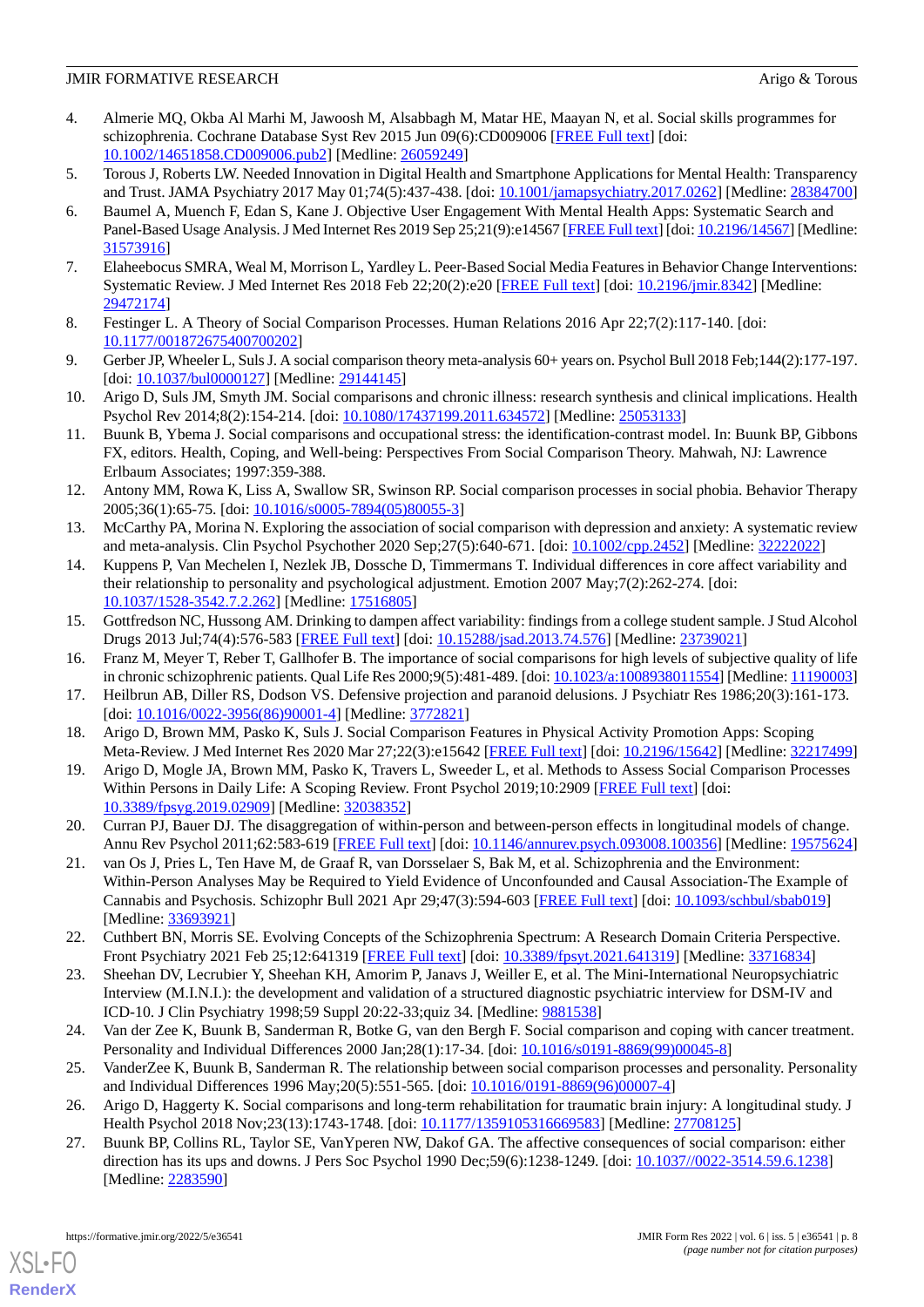4. Almerie MQ, Okba Al Marhi M, Jawoosh M, Alsabbagh M, Matar HE, Maayan N, et al. Social skills programmes for schizophrenia. Cochrane Database Syst Rev 2015 Jun 09(6):CD009006 [FREE Full text] [doi: 10.1002/14651858.CD009006.pub2] [Medline: 26059249]
5. Torous J, Roberts LW. Needed Innovation in Digital Health and Smartphone Applications for Mental Health: Transparency and Trust. JAMA Psychiatry 2017 May 01;74(5):437-438. [doi: 10.1001/jamapsychiatry.2017.0262] [Medline: 28384700]
6. Baumel A, Muench F, Edan S, Kane J. Objective User Engagement With Mental Health Apps: Systematic Search and Panel-Based Usage Analysis. J Med Internet Res 2019 Sep 25;21(9):e14567 [FREE Full text] [doi: 10.2196/14567] [Medline: 31573916]
7. Elaheebocus SMRA, Weal M, Morrison L, Yardley L. Peer-Based Social Media Features in Behavior Change Interventions: Systematic Review. J Med Internet Res 2018 Feb 22;20(2):e20 [FREE Full text] [doi: 10.2196/jmir.8342] [Medline: 29472174]
8. Festinger L. A Theory of Social Comparison Processes. Human Relations 2016 Apr 22;7(2):117-140. [doi: 10.1177/001872675400700202]
9. Gerber JP, Wheeler L, Suls J. A social comparison theory meta-analysis 60+ years on. Psychol Bull 2018 Feb;144(2):177-197. [doi: 10.1037/bul0000127] [Medline: 29144145]
10. Arigo D, Suls JM, Smyth JM. Social comparisons and chronic illness: research synthesis and clinical implications. Health Psychol Rev 2014;8(2):154-214. [doi: 10.1080/17437199.2011.634572] [Medline: 25053133]
11. Buunk B, Ybema J. Social comparisons and occupational stress: the identification-contrast model. In: Buunk BP, Gibbons FX, editors. Health, Coping, and Well-being: Perspectives From Social Comparison Theory. Mahwah, NJ: Lawrence Erlbaum Associates; 1997:359-388.
12. Antony MM, Rowa K, Liss A, Swallow SR, Swinson RP. Social comparison processes in social phobia. Behavior Therapy 2005;36(1):65-75. [doi: 10.1016/s0005-7894(05)80055-3]
13. McCarthy PA, Morina N. Exploring the association of social comparison with depression and anxiety: A systematic review and meta-analysis. Clin Psychol Psychother 2020 Sep;27(5):640-671. [doi: 10.1002/cpp.2452] [Medline: 32222022]
14. Kuppens P, Van Mechelen I, Nezlek JB, Dossche D, Timmermans T. Individual differences in core affect variability and their relationship to personality and psychological adjustment. Emotion 2007 May;7(2):262-274. [doi: 10.1037/1528-3542.7.2.262] [Medline: 17516805]
15. Gottfredson NC, Hussong AM. Drinking to dampen affect variability: findings from a college student sample. J Stud Alcohol Drugs 2013 Jul;74(4):576-583 [FREE Full text] [doi: 10.15288/jsad.2013.74.576] [Medline: 23739021]
16. Franz M, Meyer T, Reber T, Gallhofer B. The importance of social comparisons for high levels of subjective quality of life in chronic schizophrenic patients. Qual Life Res 2000;9(5):481-489. [doi: 10.1023/a:1008938011554] [Medline: 11190003]
17. Heilbrun AB, Diller RS, Dodson VS. Defensive projection and paranoid delusions. J Psychiatr Res 1986;20(3):161-173. [doi: 10.1016/0022-3956(86)90001-4] [Medline: 3772821]
18. Arigo D, Brown MM, Pasko K, Suls J. Social Comparison Features in Physical Activity Promotion Apps: Scoping Meta-Review. J Med Internet Res 2020 Mar 27;22(3):e15642 [FREE Full text] [doi: 10.2196/15642] [Medline: 32217499]
19. Arigo D, Mogle JA, Brown MM, Pasko K, Travers L, Sweeder L, et al. Methods to Assess Social Comparison Processes Within Persons in Daily Life: A Scoping Review. Front Psychol 2019;10:2909 [FREE Full text] [doi: 10.3389/fpsyg.2019.02909] [Medline: 32038352]
20. Curran PJ, Bauer DJ. The disaggregation of within-person and between-person effects in longitudinal models of change. Annu Rev Psychol 2011;62:583-619 [FREE Full text] [doi: 10.1146/annurev.psych.093008.100356] [Medline: 19575624]
21. van Os J, Pries L, Ten Have M, de Graaf R, van Dorsselaer S, Bak M, et al. Schizophrenia and the Environment: Within-Person Analyses May be Required to Yield Evidence of Unconfounded and Causal Association-The Example of Cannabis and Psychosis. Schizophr Bull 2021 Apr 29;47(3):594-603 [FREE Full text] [doi: 10.1093/schbul/sbab019] [Medline: 33693921]
22. Cuthbert BN, Morris SE. Evolving Concepts of the Schizophrenia Spectrum: A Research Domain Criteria Perspective. Front Psychiatry 2021 Feb 25;12:641319 [FREE Full text] [doi: 10.3389/fpsyt.2021.641319] [Medline: 33716834]
23. Sheehan DV, Lecrubier Y, Sheehan KH, Amorim P, Janavs J, Weiller E, et al. The Mini-International Neuropsychiatric Interview (M.I.N.I.): the development and validation of a structured diagnostic psychiatric interview for DSM-IV and ICD-10. J Clin Psychiatry 1998;59 Suppl 20:22-33;quiz 34. [Medline: 9881538]
24. Van der Zee K, Buunk B, Sanderman R, Botke G, van den Bergh F. Social comparison and coping with cancer treatment. Personality and Individual Differences 2000 Jan;28(1):17-34. [doi: 10.1016/s0191-8869(99)00045-8]
25. VanderZee K, Buunk B, Sanderman R. The relationship between social comparison processes and personality. Personality and Individual Differences 1996 May;20(5):551-565. [doi: 10.1016/0191-8869(96)00007-4]
26. Arigo D, Haggerty K. Social comparisons and long-term rehabilitation for traumatic brain injury: A longitudinal study. J Health Psychol 2018 Nov;23(13):1743-1748. [doi: 10.1177/1359105316669583] [Medline: 27708125]
27. Buunk BP, Collins RL, Taylor SE, VanYperen NW, Dakof GA. The affective consequences of social comparison: either direction has its ups and downs. J Pers Soc Psychol 1990 Dec;59(6):1238-1249. [doi: 10.1037//0022-3514.59.6.1238] [Medline: 2283590]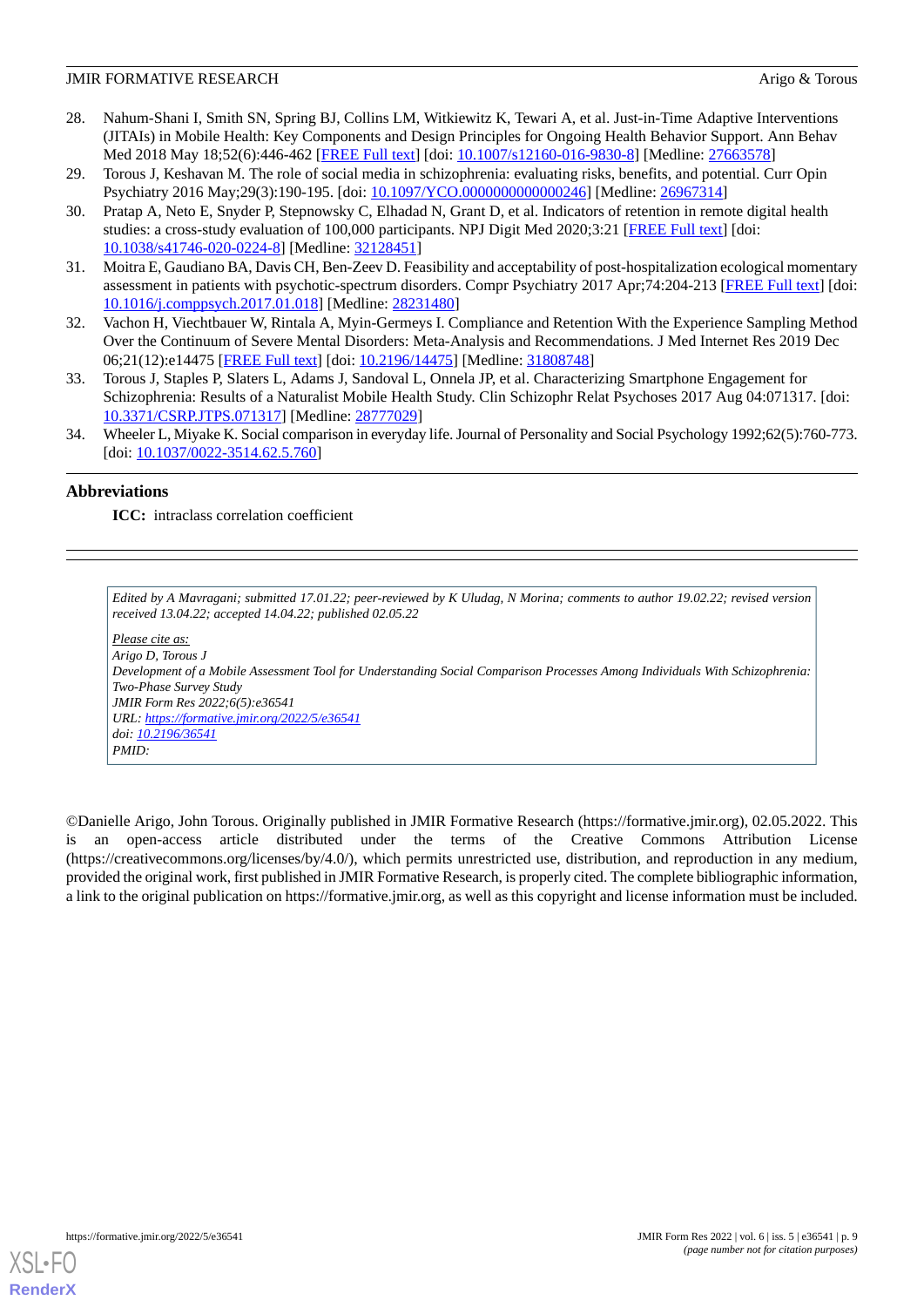28. Nahum-Shani I, Smith SN, Spring BJ, Collins LM, Witkiewitz K, Tewari A, et al. Just-in-Time Adaptive Interventions (JITAIs) in Mobile Health: Key Components and Design Principles for Ongoing Health Behavior Support. Ann Behav Med 2018 May 18;52(6):446-462 [FREE Full text] [doi: 10.1007/s12160-016-9830-8] [Medline: 27663578]
29. Torous J, Keshavan M. The role of social media in schizophrenia: evaluating risks, benefits, and potential. Curr Opin Psychiatry 2016 May;29(3):190-195. [doi: 10.1097/YCO.0000000000000246] [Medline: 26967314]
30. Pratap A, Neto E, Snyder P, Stepnowsky C, Elhadad N, Grant D, et al. Indicators of retention in remote digital health studies: a cross-study evaluation of 100,000 participants. NPJ Digit Med 2020;3:21 [FREE Full text] [doi: 10.1038/s41746-020-0224-8] [Medline: 32128451]
31. Moitra E, Gaudiano BA, Davis CH, Ben-Zeev D. Feasibility and acceptability of post-hospitalization ecological momentary assessment in patients with psychotic-spectrum disorders. Compr Psychiatry 2017 Apr;74:204-213 [FREE Full text] [doi: 10.1016/j.comppsych.2017.01.018] [Medline: 28231480]
32. Vachon H, Viechtbauer W, Rintala A, Myin-Germeys I. Compliance and Retention With the Experience Sampling Method Over the Continuum of Severe Mental Disorders: Meta-Analysis and Recommendations. J Med Internet Res 2019 Dec 06;21(12):e14475 [FREE Full text] [doi: 10.2196/14475] [Medline: 31808748]
33. Torous J, Staples P, Slaters L, Adams J, Sandoval L, Onnela JP, et al. Characterizing Smartphone Engagement for Schizophrenia: Results of a Naturalist Mobile Health Study. Clin Schizophr Relat Psychoses 2017 Aug 04:071317. [doi: 10.3371/CSRP.JTPS.071317] [Medline: 28777029]
34. Wheeler L, Miyake K. Social comparison in everyday life. Journal of Personality and Social Psychology 1992;62(5):760-773. [doi: 10.1037/0022-3514.62.5.760]

## Abbreviations

**ICC:** intraclass correlation coefficient

*Edited by A Mavragani; submitted 17.01.22; peer-reviewed by K Uludag, N Morina; comments to author 19.02.22; revised version received 13.04.22; accepted 14.04.22; published 02.05.22*

*Please cite as:*
*Arigo D, Torous J*
*Development of a Mobile Assessment Tool for Understanding Social Comparison Processes Among Individuals With Schizophrenia: Two-Phase Survey Study*
*JMIR Form Res 2022;6(5):e36541*
*URL: https://formative.jmir.org/2022/5/e36541*
*doi: 10.2196/36541*
*PMID:*

©Danielle Arigo, John Torous. Originally published in JMIR Formative Research (https://formative.jmir.org), 02.05.2022. This is an open-access article distributed under the terms of the Creative Commons Attribution License (https://creativecommons.org/licenses/by/4.0/), which permits unrestricted use, distribution, and reproduction in any medium, provided the original work, first published in JMIR Formative Research, is properly cited. The complete bibliographic information, a link to the original publication on https://formative.jmir.org, as well as this copyright and license information must be included.